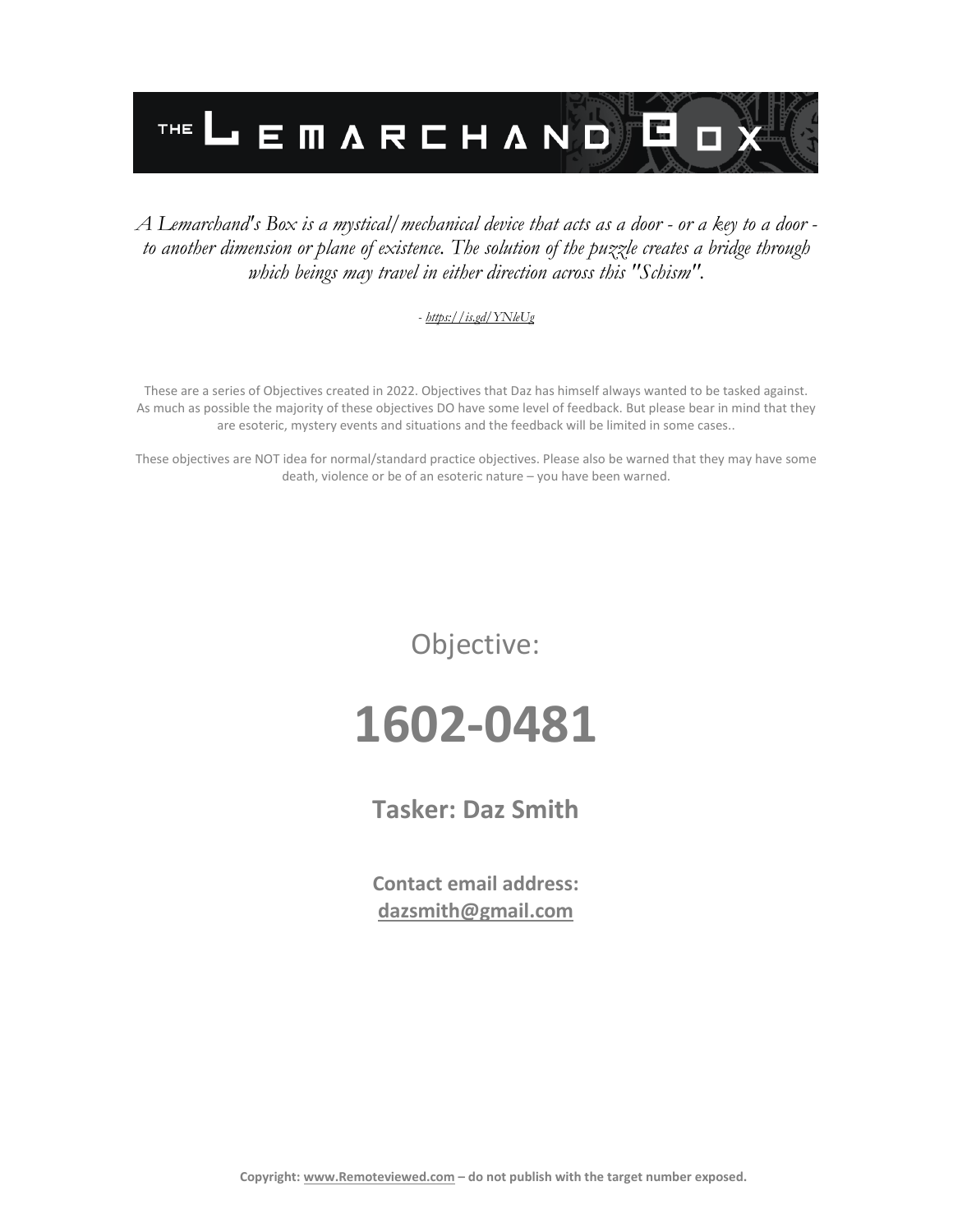# THE LEMARCHAND BOX

*A Lemarchand's Box is a mystical/mechanical device that acts as a door - or a key to a door - to another dimension or plane of existence. The solution of the puzzle creates a bridge through which beings may travel in either direction across this "Schism".*

*- https://is.gd/YNleUg*

These are a series of Objectives created in 2022. Objectives that Daz has himself always wanted to be tasked against. As much as possible the majority of these objectives DO have some level of feedback. But please bear in mind that they are esoteric, mystery events and situations and the feedback will be limited in some cases..

These objectives are NOT idea for normal/standard practice objectives. Please also be warned that they may have some death, violence or be of an esoteric nature – you have been warned.

Objective:

# 1602-0481

**Tasker: Daz Smith**

**Contact email address:**
**dazsmith@gmail.com**

**Copyright: www.Remoteviewed.com – do not publish with the target number exposed.**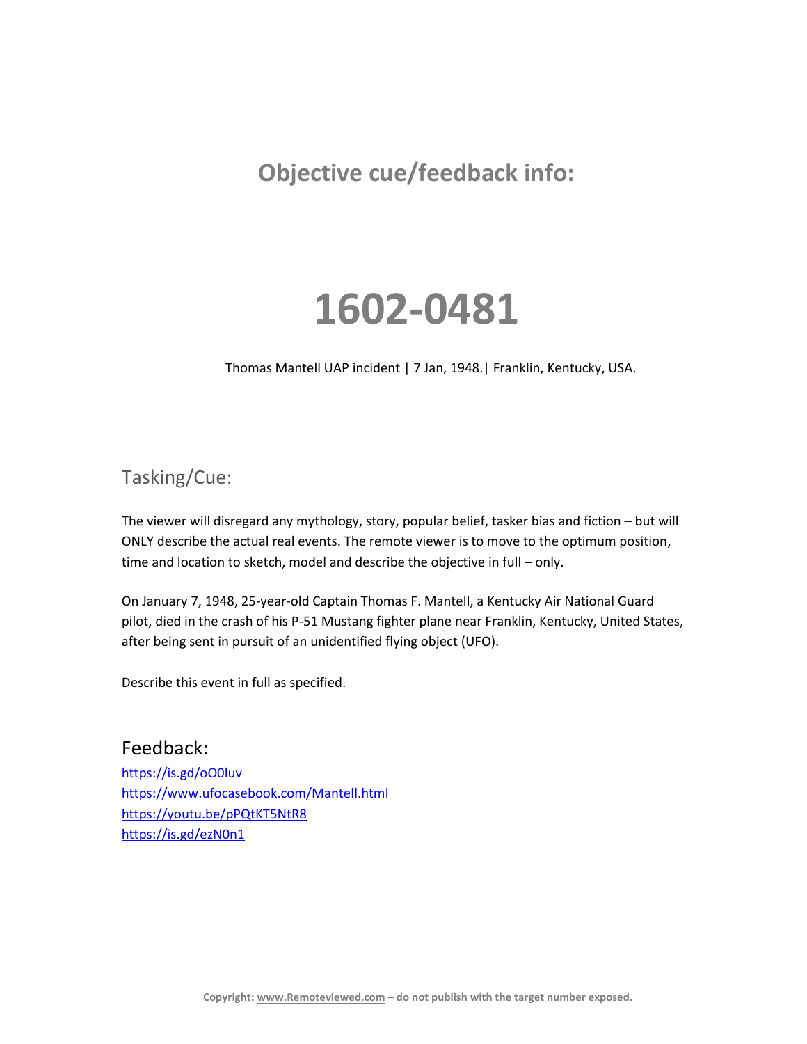## Objective cue/feedback info:

# 1602-0481

Thomas Mantell UAP incident | 7 Jan, 1948.| Franklin, Kentucky, USA.

### Tasking/Cue:

The viewer will disregard any mythology, story, popular belief, tasker bias and fiction – but will ONLY describe the actual real events. The remote viewer is to move to the optimum position, time and location to sketch, model and describe the objective in full – only.

On January 7, 1948, 25-year-old Captain Thomas F. Mantell, a Kentucky Air National Guard pilot, died in the crash of his P-51 Mustang fighter plane near Franklin, Kentucky, United States, after being sent in pursuit of an unidentified flying object (UFO).

Describe this event in full as specified.

### Feedback:

https://is.gd/oO0luv
https://www.ufocasebook.com/Mantell.html
https://youtu.be/pPQtKT5NtR8
https://is.gd/ezN0n1

Copyright: www.Remoteviewed.com – do not publish with the target number exposed.